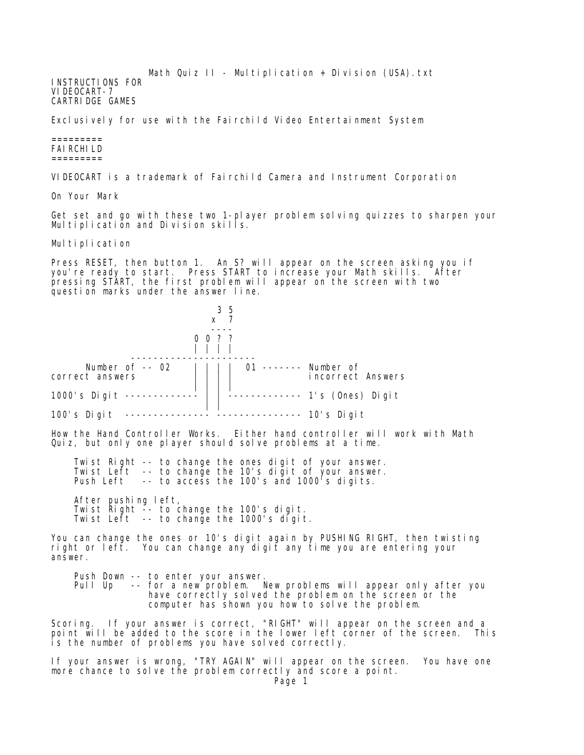Math Quiz II - Multiplication + Division (USA).txt

INSTRUCTIONS FOR
VIDEOCART-7
CARTRIDGE GAMES

Exclusively for use with the Fairchild Video Entertainment System

=========
FAIRCHILD
=========

VIDEOCART is a trademark of Fairchild Camera and Instrument Corporation

On Your Mark

Get set and go with these two 1-player problem solving quizzes to sharpen your Multiplication and Division skills.

Multiplication

Press RESET, then button 1. An S? will appear on the screen asking you if you're ready to start. Press START to increase your Math skills. After pressing START, the first problem will appear on the screen with two question marks under the answer line.

```
                              3 5
                            x  7
                            ----
                          0 0 ? ?
                          | | | |
              ---------------------
      Number of -- 02    | | | |   01 ------- Number of
correct answers          | | | |              incorrect Answers
                         | | | |
1000's Digit ------------  | | -------------- 1's (Ones) Digit
                           | |
100's Digit  --------------   -------------- 10's Digit
```

How the Hand Controller Works. Either hand controller will work with Math Quiz, but only one player should solve problems at a time.

    Twist Right -- to change the ones digit of your answer.
    Twist Left  -- to change the 10's digit of your answer.
    Push Left   -- to access the 100's and 1000's digits.

    After pushing left,
    Twist Right -- to change the 100's digit.
    Twist Left  -- to change the 1000's digit.

You can change the ones or 10's digit again by PUSHING RIGHT, then twisting right or left. You can change any digit any time you are entering your answer.

    Push Down -- to enter your answer.
    Pull Up   -- for a new problem. New problems will appear only after you have correctly solved the problem on the screen or the computer has shown you how to solve the problem.

Scoring. If your answer is correct, "RIGHT" will appear on the screen and a point will be added to the score in the lower left corner of the screen. This is the number of problems you have solved correctly.

If your answer is wrong, "TRY AGAIN" will appear on the screen. You have one more chance to solve the problem correctly and score a point.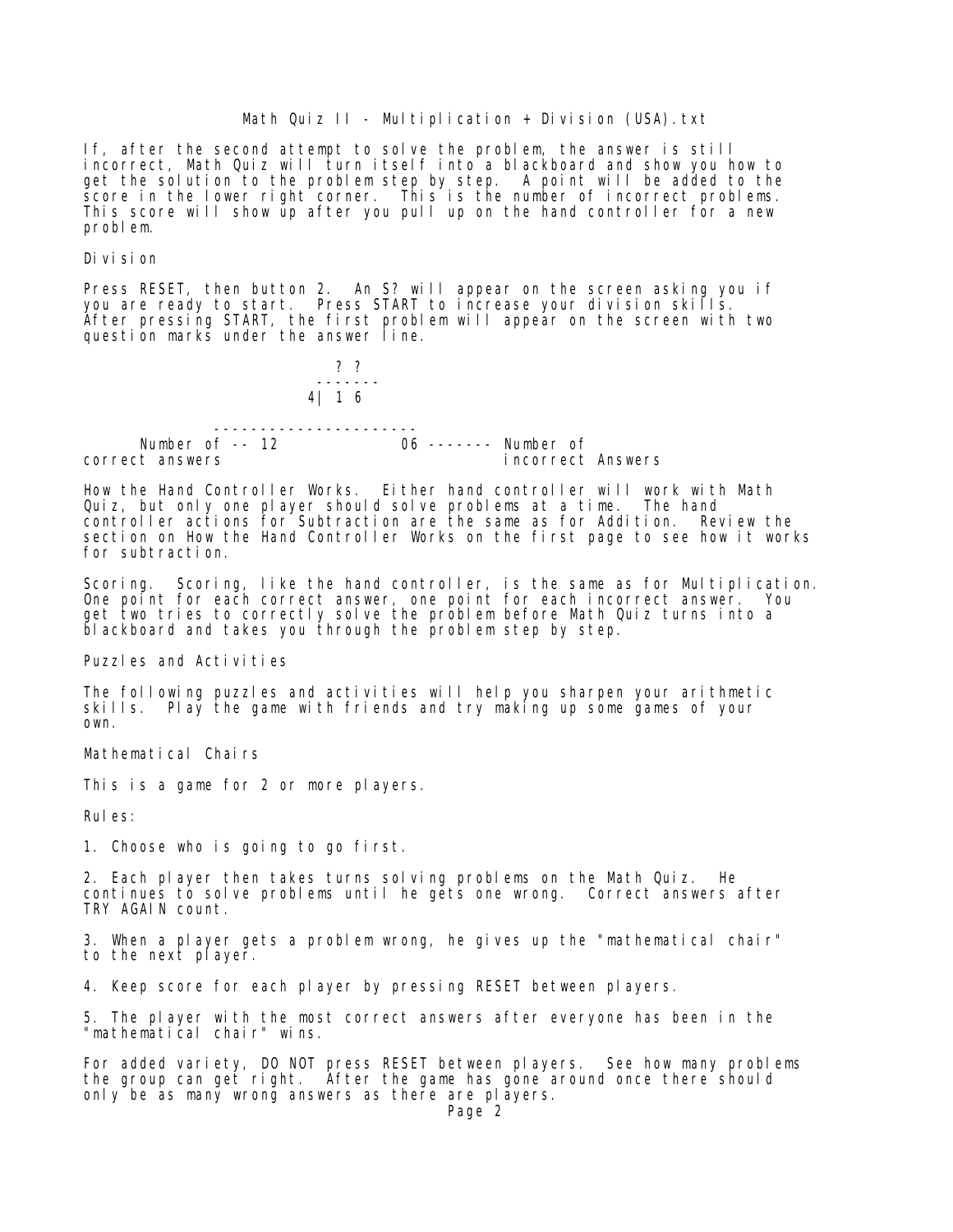If, after the second attempt to solve the problem, the answer is still incorrect, Math Quiz will turn itself into a blackboard and show you how to get the solution to the problem step by step. A point will be added to the score in the lower right corner. This is the number of incorrect problems. This score will show up after you pull up on the hand controller for a new problem.

## Division

Press RESET, then button 2. An S? will appear on the screen asking you if you are ready to start. Press START to increase your division skills. After pressing START, the first problem will appear on the screen with two question marks under the answer line.

```
                           ? ?
                         -------
                        4| 1 6

              ----------------------
      Number of -- 12              06 ------- Number of
correct answers                               incorrect Answers
```

How the Hand Controller Works. Either hand controller will work with Math Quiz, but only one player should solve problems at a time. The hand controller actions for Subtraction are the same as for Addition. Review the section on How the Hand Controller Works on the first page to see how it works for subtraction.

Scoring. Scoring, like the hand controller, is the same as for Multiplication. One point for each correct answer, one point for each incorrect answer. You get two tries to correctly solve the problem before Math Quiz turns into a blackboard and takes you through the problem step by step.

## Puzzles and Activities

The following puzzles and activities will help you sharpen your arithmetic skills. Play the game with friends and try making up some games of your own.

### Mathematical Chairs

This is a game for 2 or more players.

Rules:

1. Choose who is going to go first.

2. Each player then takes turns solving problems on the Math Quiz. He continues to solve problems until he gets one wrong. Correct answers after TRY AGAIN count.

3. When a player gets a problem wrong, he gives up the "mathematical chair" to the next player.

4. Keep score for each player by pressing RESET between players.

5. The player with the most correct answers after everyone has been in the "mathematical chair" wins.

For added variety, DO NOT press RESET between players. See how many problems the group can get right. After the game has gone around once there should only be as many wrong answers as there are players.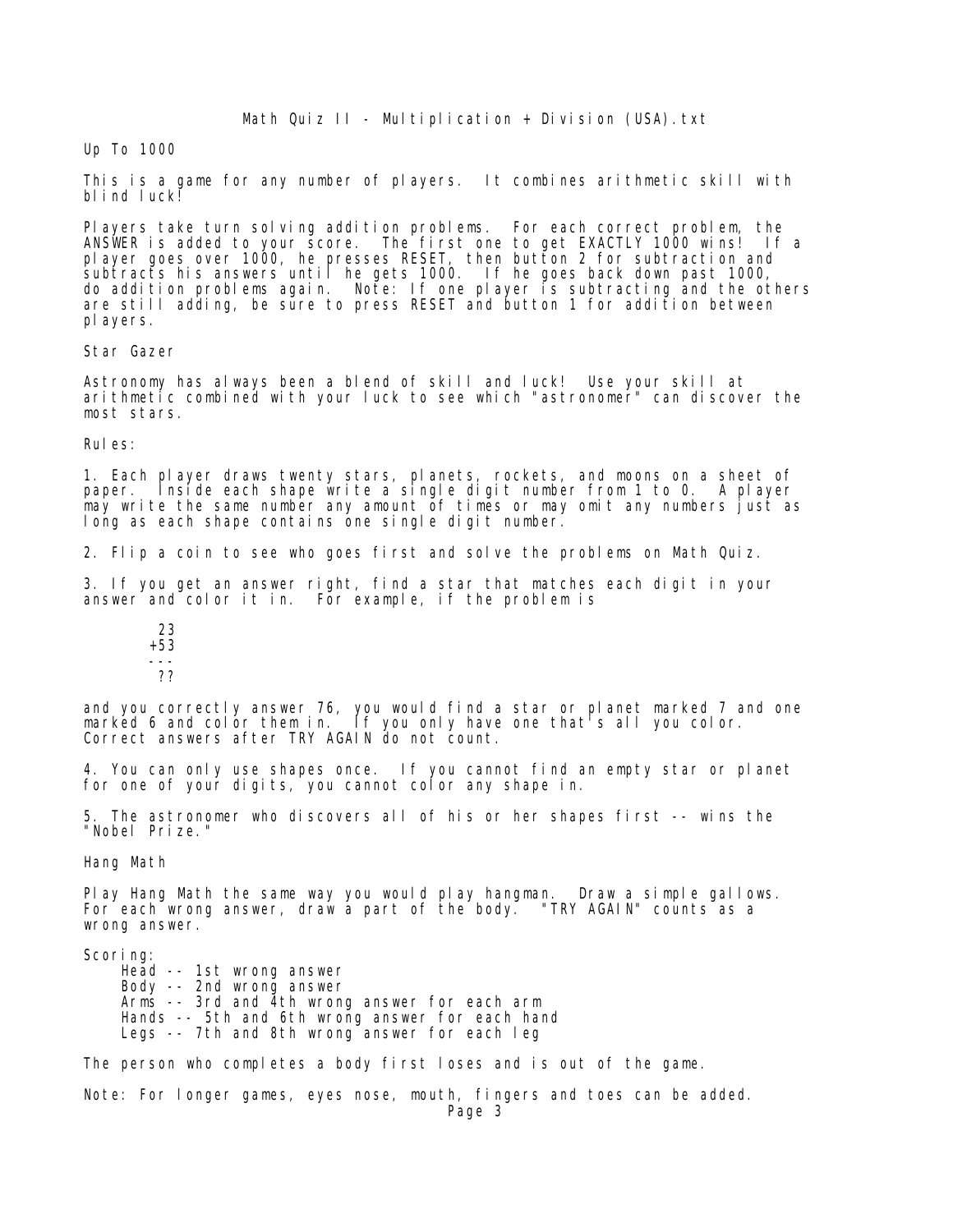Up To 1000

This is a game for any number of players. It combines arithmetic skill with blind luck!

Players take turn solving addition problems. For each correct problem, the ANSWER is added to your score. The first one to get EXACTLY 1000 wins! If a player goes over 1000, he presses RESET, then button 2 for subtraction and subtracts his answers until he gets 1000. If he goes back down past 1000, do addition problems again. Note: If one player is subtracting and the others are still adding, be sure to press RESET and button 1 for addition between players.

Star Gazer

Astronomy has always been a blend of skill and luck! Use your skill at arithmetic combined with your luck to see which "astronomer" can discover the most stars.

Rules:

1. Each player draws twenty stars, planets, rockets, and moons on a sheet of paper. Inside each shape write a single digit number from 1 to 0. A player may write the same number any amount of times or may omit any numbers just as long as each shape contains one single digit number.

2. Flip a coin to see who goes first and solve the problems on Math Quiz.

3. If you get an answer right, find a star that matches each digit in your answer and color it in. For example, if the problem is

```
 23
+53
---
 ??
```

and you correctly answer 76, you would find a star or planet marked 7 and one marked 6 and color them in. If you only have one that's all you color. Correct answers after TRY AGAIN do not count.

4. You can only use shapes once. If you cannot find an empty star or planet for one of your digits, you cannot color any shape in.

5. The astronomer who discovers all of his or her shapes first -- wins the "Nobel Prize."

Hang Math

Play Hang Math the same way you would play hangman. Draw a simple gallows. For each wrong answer, draw a part of the body. "TRY AGAIN" counts as a wrong answer.

Scoring:
- Head -- 1st wrong answer
- Body -- 2nd wrong answer
- Arms -- 3rd and 4th wrong answer for each arm
- Hands -- 5th and 6th wrong answer for each hand
- Legs -- 7th and 8th wrong answer for each leg

The person who completes a body first loses and is out of the game.

Note: For longer games, eyes nose, mouth, fingers and toes can be added.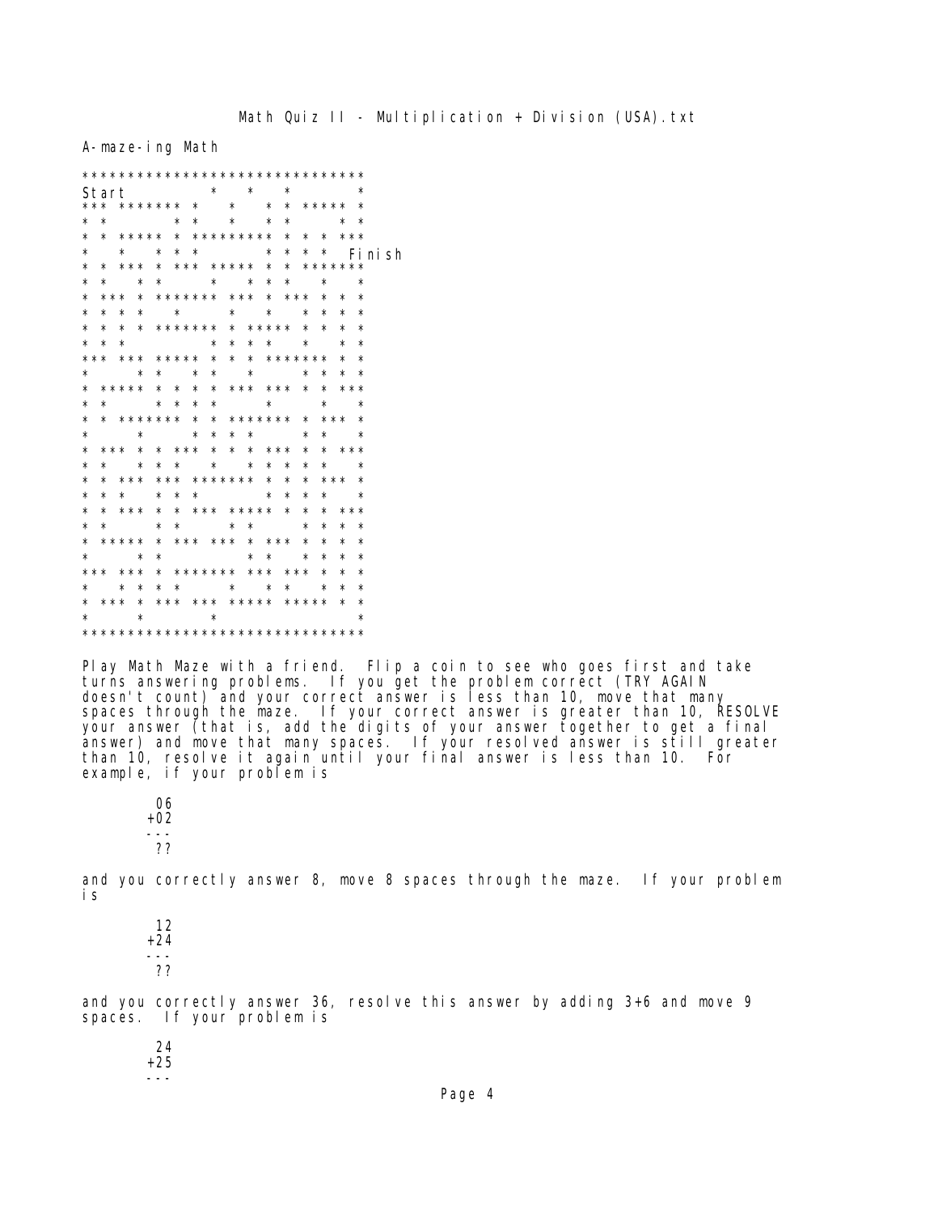A-maze-ing Math

```
*******************************
Start         *   *   *       *
*** ******* *   *   * * ***** *
* *       * *   *   * *     * *
* * ***** * ********* * * * ***
*   *   * * *       * * * *     Finish
* * *** * *** ***** * * *******
* *   * *     *   * * *   *   *
* *** * ******* *** * *** * * *
* * * *   *     *   *   * * * *
* * * * ******* * ***** * * * *
* * *         * * * *   *   * *
*** *** ***** * * * ******* * *
*     * *   * *   *     * * * *
* ***** * * * * *** *** * * ***
* *     * * * *     *     *   *
* * ******* * * ******* * *** *
*     *     * * * *     * *   *
* *** * * *** * * * *** * * ***
* *   * * *   *   * * * * *   *
* * *** *** ******* * * * *** *
* * *   * * *       * * * *   *
* * *** * * *** ***** * * * ***
* *     * *     * *     * * * *
* ***** * *** *** * *** * * * *
*     * *         * *   * * * *
*** *** * ******* *** *** * * *
*   * * * *     *   * *   * * *
* *** * *** *** ***** ***** * *
*     *         *             *
*******************************
```

Play Math Maze with a friend. Flip a coin to see who goes first and take turns answering problems. If you get the problem correct (TRY AGAIN doesn't count) and your correct answer is less than 10, move that many spaces through the maze. If your correct answer is greater than 10, RESOLVE your answer (that is, add the digits of your answer together to get a final answer) and move that many spaces. If your resolved answer is still greater than 10, resolve it again until your final answer is less than 10. For example, if your problem is

```
 06
+02
---
 ??
```

and you correctly answer 8, move 8 spaces through the maze. If your problem is

```
 12
+24
---
 ??
```

and you correctly answer 36, resolve this answer by adding 3+6 and move 9 spaces. If your problem is

```
 24
+25
---
```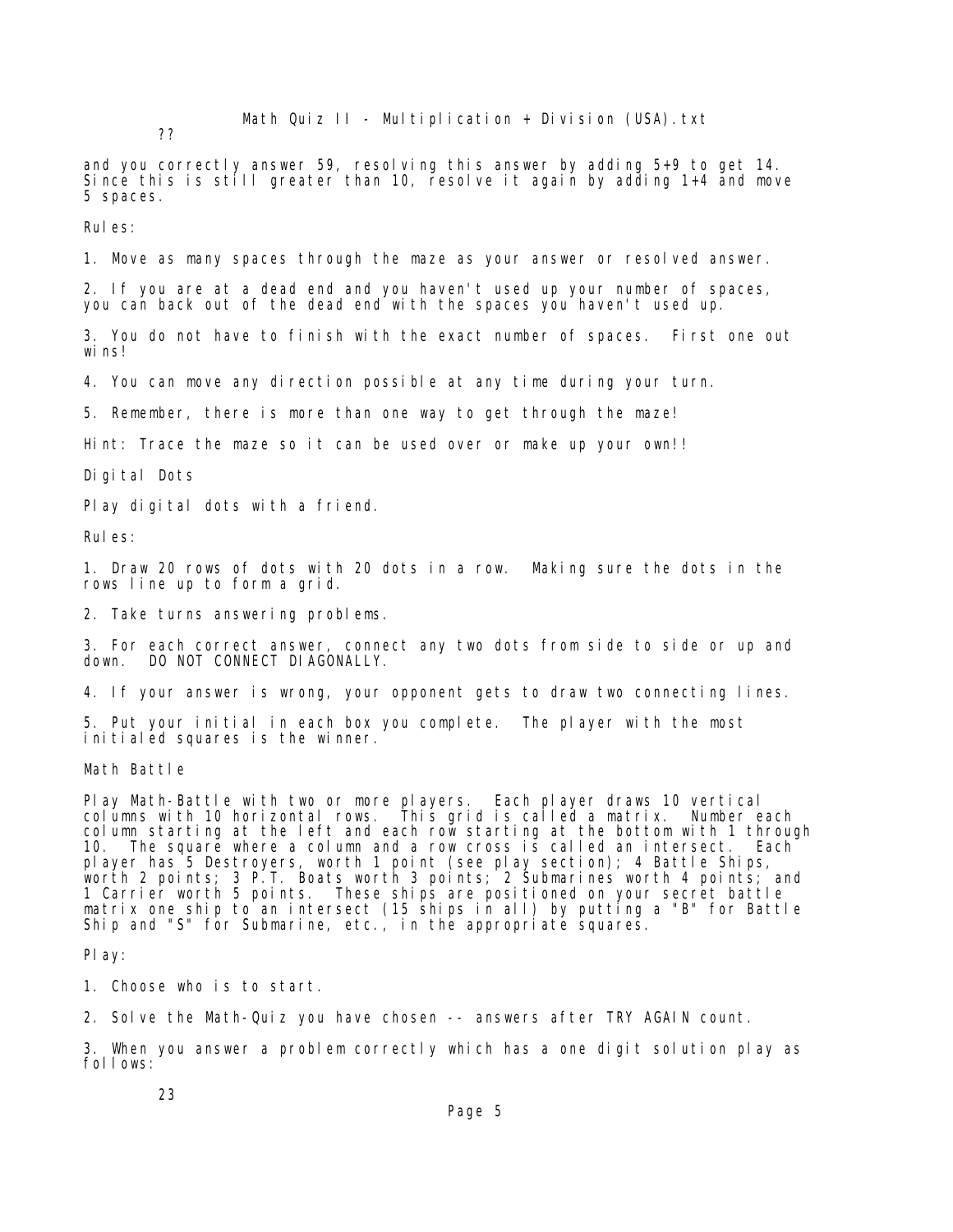and you correctly answer 59, resolving this answer by adding 5+9 to get 14. Since this is still greater than 10, resolve it again by adding 1+4 and move 5 spaces.

Rules:

1. Move as many spaces through the maze as your answer or resolved answer.

2. If you are at a dead end and you haven't used up your number of spaces, you can back out of the dead end with the spaces you haven't used up.

3. You do not have to finish with the exact number of spaces. First one out wins!

4. You can move any direction possible at any time during your turn.

5. Remember, there is more than one way to get through the maze!

Hint: Trace the maze so it can be used over or make up your own!!

Digital Dots

Play digital dots with a friend.

Rules:

1. Draw 20 rows of dots with 20 dots in a row. Making sure the dots in the rows line up to form a grid.

2. Take turns answering problems.

3. For each correct answer, connect any two dots from side to side or up and down. DO NOT CONNECT DIAGONALLY.

4. If your answer is wrong, your opponent gets to draw two connecting lines.

5. Put your initial in each box you complete. The player with the most initialed squares is the winner.

Math Battle

Play Math-Battle with two or more players. Each player draws 10 vertical columns with 10 horizontal rows. This grid is called a matrix. Number each column starting at the left and each row starting at the bottom with 1 through 10. The square where a column and a row cross is called an intersect. Each player has 5 Destroyers, worth 1 point (see play section); 4 Battle Ships, worth 2 points; 3 P.T. Boats worth 3 points; 2 Submarines worth 4 points; and 1 Carrier worth 5 points. These ships are positioned on your secret battle matrix one ship to an intersect (15 ships in all) by putting a "B" for Battle Ship and "S" for Submarine, etc., in the appropriate squares.

Play:

1. Choose who is to start.

2. Solve the Math-Quiz you have chosen -- answers after TRY AGAIN count.

3. When you answer a problem correctly which has a one digit solution play as follows: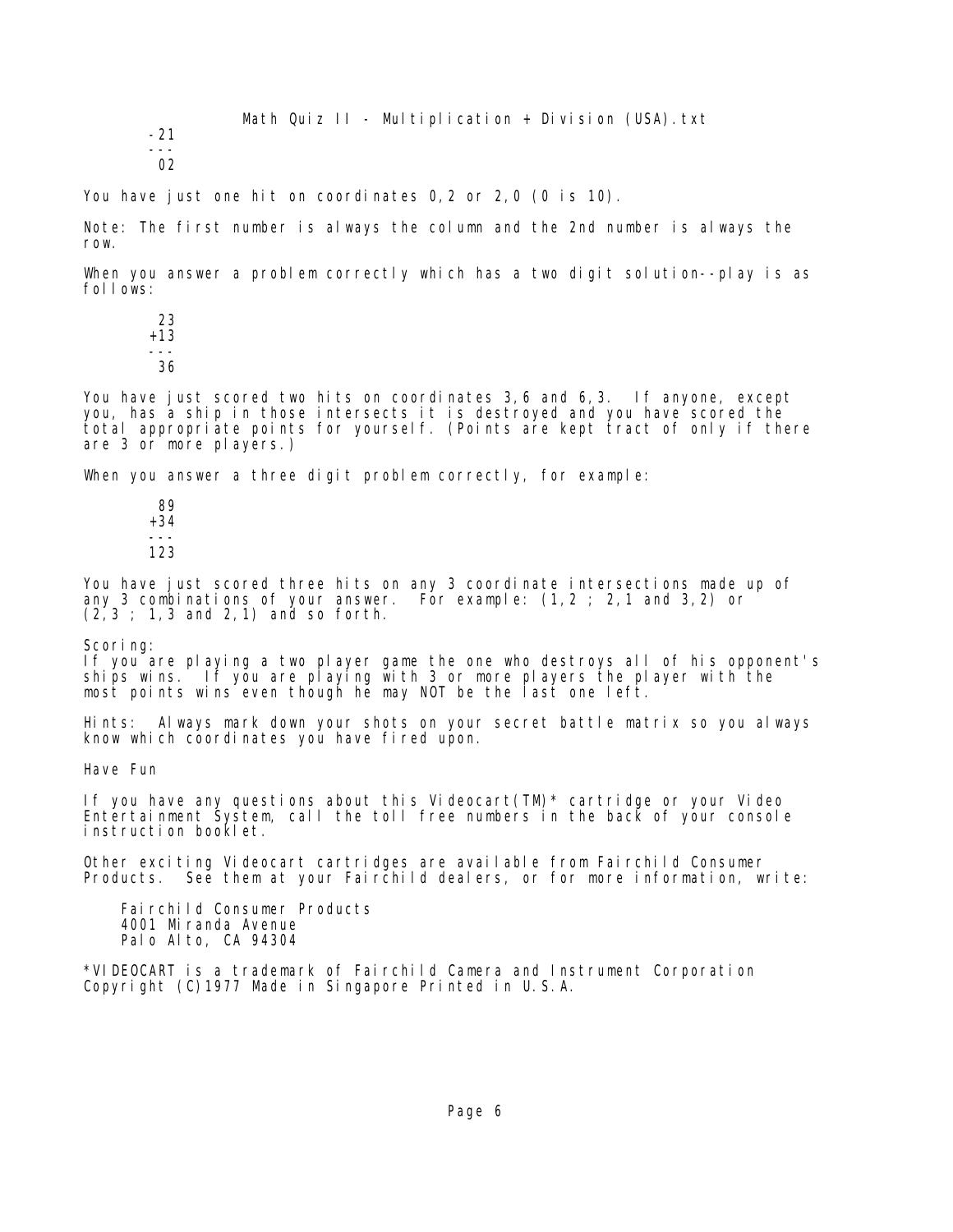```
 -21
 ---
  02
```

You have just one hit on coordinates 0,2 or 2,0 (0 is 10).

Note: The first number is always the column and the 2nd number is always the row.

When you answer a problem correctly which has a two digit solution--play is as follows:

```
  23
 +13
 ---
  36
```

You have just scored two hits on coordinates 3,6 and 6,3. If anyone, except you, has a ship in those intersects it is destroyed and you have scored the total appropriate points for yourself. (Points are kept tract of only if there are 3 or more players.)

When you answer a three digit problem correctly, for example:

```
  89
 +34
 ---
 123
```

You have just scored three hits on any 3 coordinate intersections made up of any 3 combinations of your answer. For example: (1,2 ; 2,1 and 3,2) or (2,3 ; 1,3 and 2,1) and so forth.

Scoring:
If you are playing a two player game the one who destroys all of his opponent's ships wins. If you are playing with 3 or more players the player with the most points wins even though he may NOT be the last one left.

Hints: Always mark down your shots on your secret battle matrix so you always know which coordinates you have fired upon.

Have Fun

If you have any questions about this Videocart(TM)* cartridge or your Video Entertainment System, call the toll free numbers in the back of your console instruction booklet.

Other exciting Videocart cartridges are available from Fairchild Consumer Products. See them at your Fairchild dealers, or for more information, write:

Fairchild Consumer Products
4001 Miranda Avenue
Palo Alto, CA 94304

*VIDEOCART is a trademark of Fairchild Camera and Instrument Corporation
Copyright (C)1977 Made in Singapore Printed in U.S.A.